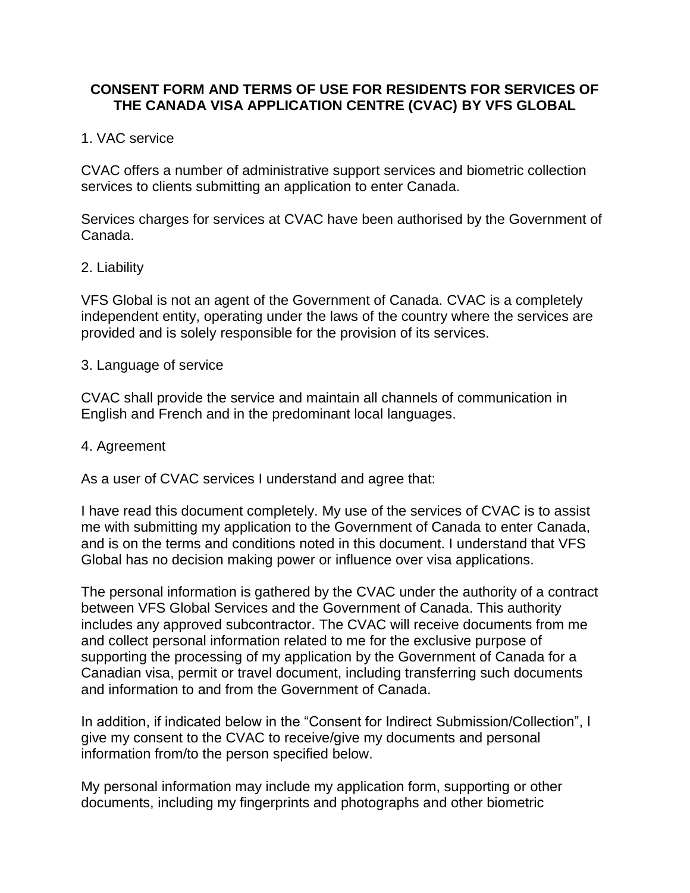# CONSENT FORM AND TERMS OF USE FOR RESIDENTS FOR SERVICES OF THE CANADA VISA APPLICATION CENTRE (CVAC) BY VFS GLOBAL

## 1. VAC service

CVAC offers a number of administrative support services and biometric collection services to clients submitting an application to enter Canada.

Services charges for services at CVAC have been authorised by the Government of Canada.

## 2. Liability

VFS Global is not an agent of the Government of Canada. CVAC is a completely independent entity, operating under the laws of the country where the services are provided and is solely responsible for the provision of its services.

## 3. Language of service

CVAC shall provide the service and maintain all channels of communication in English and French and in the predominant local languages.

## 4. Agreement

As a user of CVAC services I understand and agree that:

I have read this document completely. My use of the services of CVAC is to assist me with submitting my application to the Government of Canada to enter Canada, and is on the terms and conditions noted in this document. I understand that VFS Global has no decision making power or influence over visa applications.

The personal information is gathered by the CVAC under the authority of a contract between VFS Global Services and the Government of Canada. This authority includes any approved subcontractor. The CVAC will receive documents from me and collect personal information related to me for the exclusive purpose of supporting the processing of my application by the Government of Canada for a Canadian visa, permit or travel document, including transferring such documents and information to and from the Government of Canada.

In addition, if indicated below in the "Consent for Indirect Submission/Collection", I give my consent to the CVAC to receive/give my documents and personal information from/to the person specified below.

My personal information may include my application form, supporting or other documents, including my fingerprints and photographs and other biometric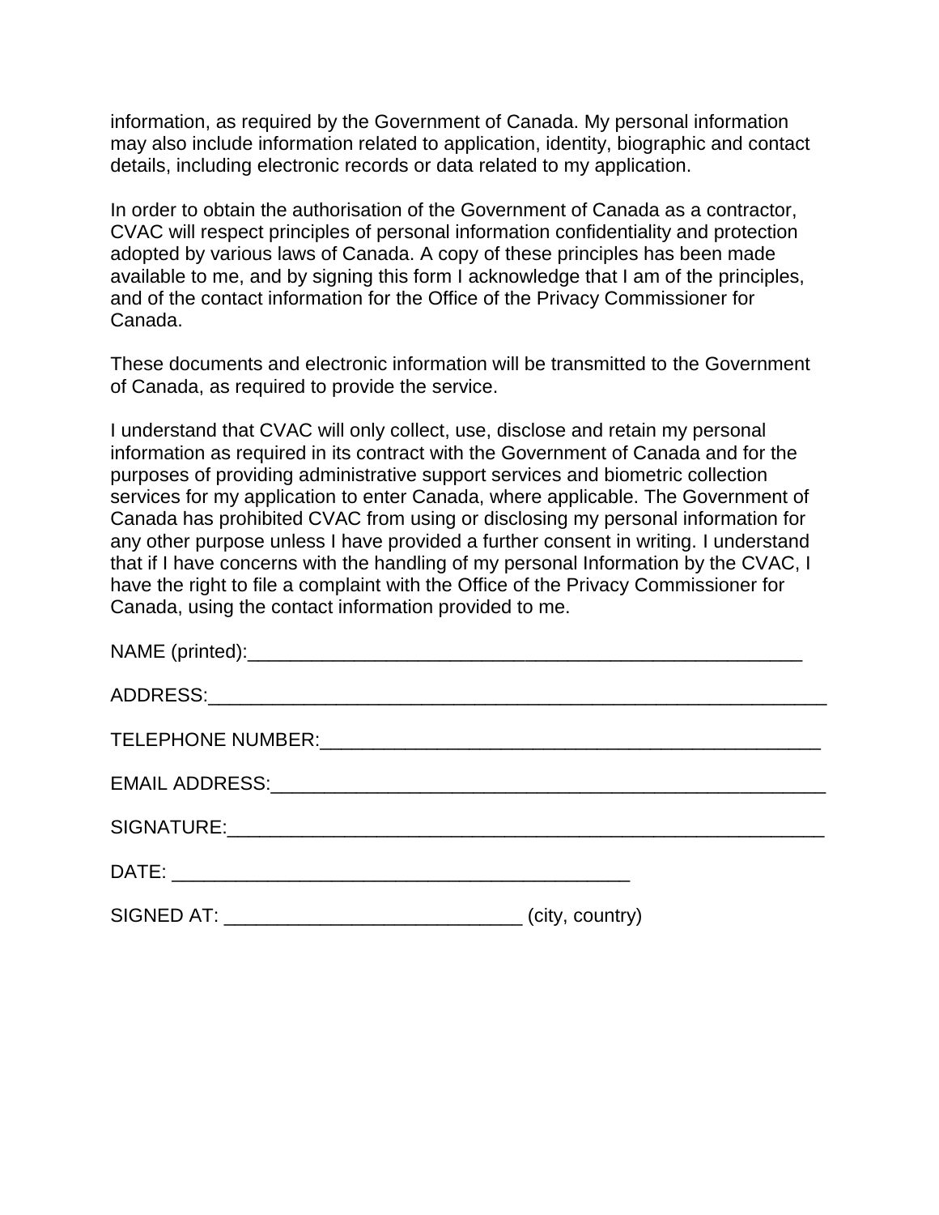information, as required by the Government of Canada. My personal information may also include information related to application, identity, biographic and contact details, including electronic records or data related to my application.

In order to obtain the authorisation of the Government of Canada as a contractor, CVAC will respect principles of personal information confidentiality and protection adopted by various laws of Canada. A copy of these principles has been made available to me, and by signing this form I acknowledge that I am of the principles, and of the contact information for the Office of the Privacy Commissioner for Canada.

These documents and electronic information will be transmitted to the Government of Canada, as required to provide the service.

I understand that CVAC will only collect, use, disclose and retain my personal information as required in its contract with the Government of Canada and for the purposes of providing administrative support services and biometric collection services for my application to enter Canada, where applicable. The Government of Canada has prohibited CVAC from using or disclosing my personal information for any other purpose unless I have provided a further consent in writing. I understand that if I have concerns with the handling of my personal Information by the CVAC, I have the right to file a complaint with the Office of the Privacy Commissioner for Canada, using the contact information provided to me.

NAME (printed):_______________________________________________________

ADDRESS:_____________________________________________________________

TELEPHONE NUMBER:_________________________________________________

EMAIL ADDRESS:_______________________________________________________

SIGNATURE:___________________________________________________________

DATE: _____________________________________________

SIGNED AT: ____________________________ (city, country)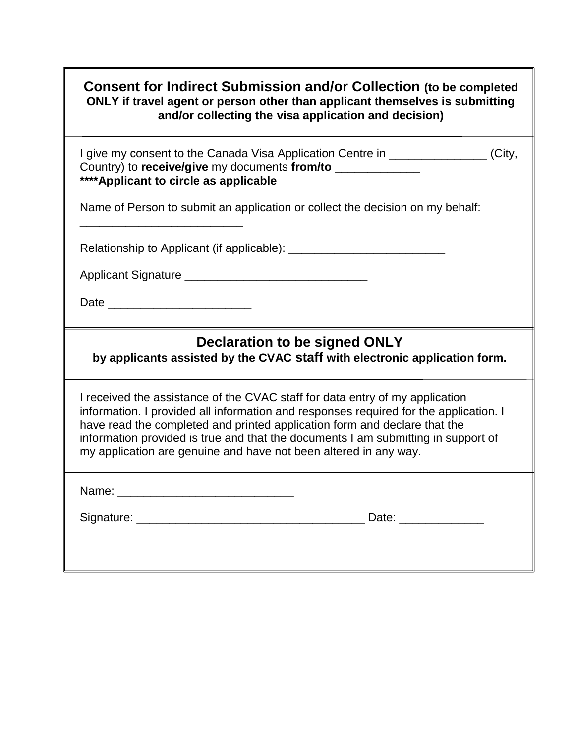## Consent for Indirect Submission and/or Collection (to be completed ONLY if travel agent or person other than applicant themselves is submitting and/or collecting the visa application and decision)

I give my consent to the Canada Visa Application Centre in _______________ (City, Country) to **receive/give** my documents **from/to** _____________
**\*\*\*\*Applicant to circle as applicable**

Name of Person to submit an application or collect the decision on my behalf: _________________________

Relationship to Applicant (if applicable): ________________________

Applicant Signature ____________________________

Date ______________________

## Declaration to be signed ONLY

**by applicants assisted by the CVAC staff with electronic application form.**

I received the assistance of the CVAC staff for data entry of my application information. I provided all information and responses required for the application. I have read the completed and printed application form and declare that the information provided is true and that the documents I am submitting in support of my application are genuine and have not been altered in any way.

Name: ___________________________

Signature: ___________________________________ Date: _____________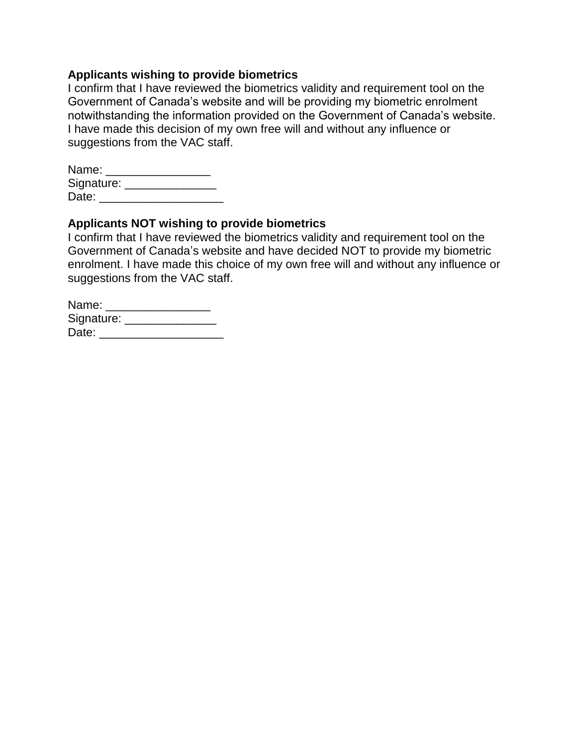**Applicants wishing to provide biometrics**

I confirm that I have reviewed the biometrics validity and requirement tool on the Government of Canada's website and will be providing my biometric enrolment notwithstanding the information provided on the Government of Canada's website. I have made this decision of my own free will and without any influence or suggestions from the VAC staff.

Name: ________________
Signature: ______________
Date: ___________________

**Applicants NOT wishing to provide biometrics**

I confirm that I have reviewed the biometrics validity and requirement tool on the Government of Canada's website and have decided NOT to provide my biometric enrolment. I have made this choice of my own free will and without any influence or suggestions from the VAC staff.

Name: ________________
Signature: ______________
Date: ___________________